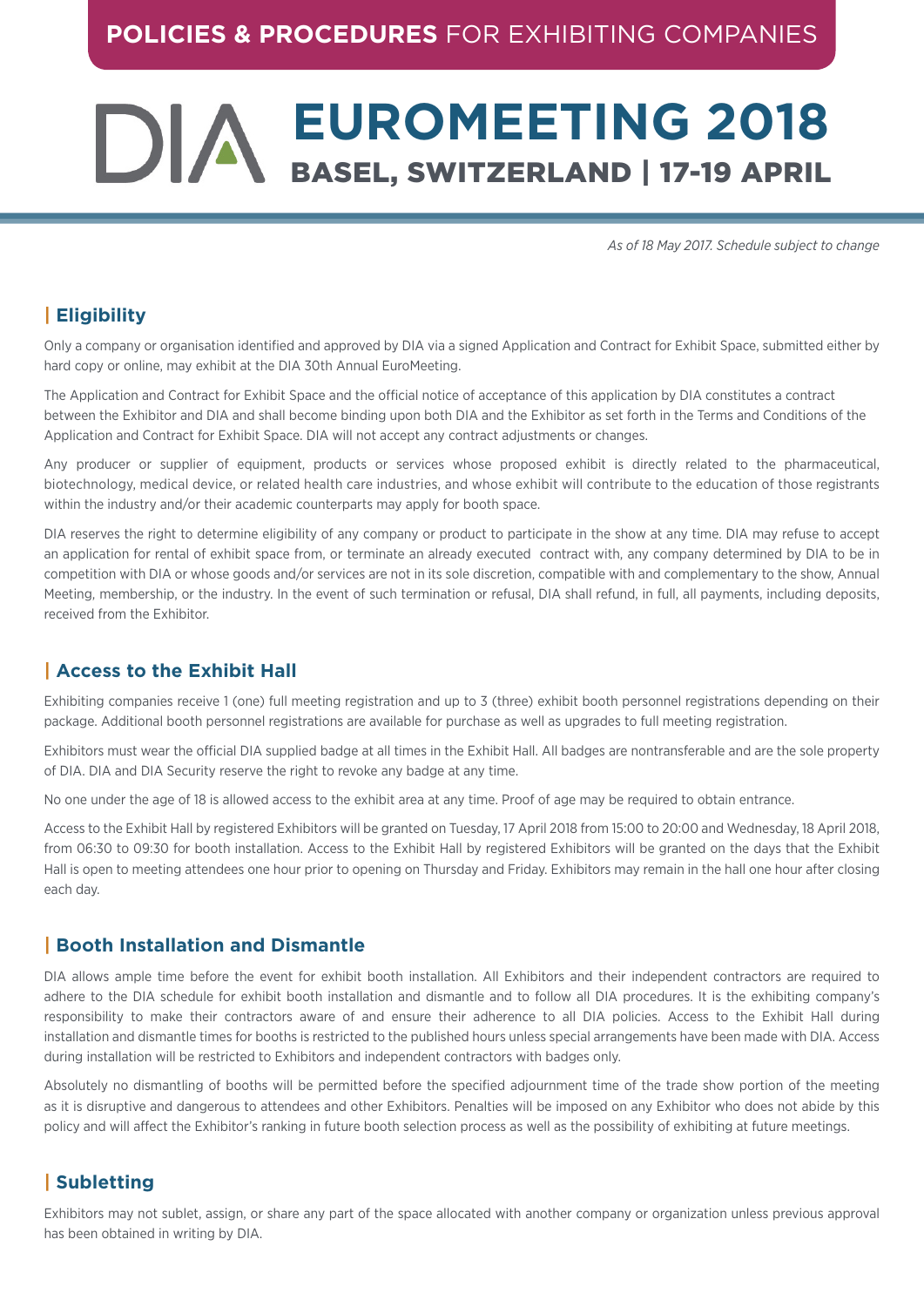**POLICIES & PROCEDURES** FOR EXHIBITING COMPANIES

# DIA EUROMEETING 2018

## BASEL, SWITZERLAND | 17-19 APRIL

*As of 18 May 2017. Schedule subject to change*

## | Eligibility

Only a company or organisation identified and approved by DIA via a signed Application and Contract for Exhibit Space, submitted either by hard copy or online, may exhibit at the DIA 30th Annual EuroMeeting.

The Application and Contract for Exhibit Space and the official notice of acceptance of this application by DIA constitutes a contract between the Exhibitor and DIA and shall become binding upon both DIA and the Exhibitor as set forth in the Terms and Conditions of the Application and Contract for Exhibit Space. DIA will not accept any contract adjustments or changes.

Any producer or supplier of equipment, products or services whose proposed exhibit is directly related to the pharmaceutical, biotechnology, medical device, or related health care industries, and whose exhibit will contribute to the education of those registrants within the industry and/or their academic counterparts may apply for booth space.

DIA reserves the right to determine eligibility of any company or product to participate in the show at any time. DIA may refuse to accept an application for rental of exhibit space from, or terminate an already executed contract with, any company determined by DIA to be in competition with DIA or whose goods and/or services are not in its sole discretion, compatible with and complementary to the show, Annual Meeting, membership, or the industry. In the event of such termination or refusal, DIA shall refund, in full, all payments, including deposits, received from the Exhibitor.

## | Access to the Exhibit Hall

Exhibiting companies receive 1 (one) full meeting registration and up to 3 (three) exhibit booth personnel registrations depending on their package. Additional booth personnel registrations are available for purchase as well as upgrades to full meeting registration.

Exhibitors must wear the official DIA supplied badge at all times in the Exhibit Hall. All badges are nontransferable and are the sole property of DIA. DIA and DIA Security reserve the right to revoke any badge at any time.

No one under the age of 18 is allowed access to the exhibit area at any time. Proof of age may be required to obtain entrance.

Access to the Exhibit Hall by registered Exhibitors will be granted on Tuesday, 17 April 2018 from 15:00 to 20:00 and Wednesday, 18 April 2018, from 06:30 to 09:30 for booth installation. Access to the Exhibit Hall by registered Exhibitors will be granted on the days that the Exhibit Hall is open to meeting attendees one hour prior to opening on Thursday and Friday. Exhibitors may remain in the hall one hour after closing each day.

## | Booth Installation and Dismantle

DIA allows ample time before the event for exhibit booth installation. All Exhibitors and their independent contractors are required to adhere to the DIA schedule for exhibit booth installation and dismantle and to follow all DIA procedures. It is the exhibiting company's responsibility to make their contractors aware of and ensure their adherence to all DIA policies. Access to the Exhibit Hall during installation and dismantle times for booths is restricted to the published hours unless special arrangements have been made with DIA. Access during installation will be restricted to Exhibitors and independent contractors with badges only.

Absolutely no dismantling of booths will be permitted before the specified adjournment time of the trade show portion of the meeting as it is disruptive and dangerous to attendees and other Exhibitors. Penalties will be imposed on any Exhibitor who does not abide by this policy and will affect the Exhibitor's ranking in future booth selection process as well as the possibility of exhibiting at future meetings.

## | Subletting

Exhibitors may not sublet, assign, or share any part of the space allocated with another company or organization unless previous approval has been obtained in writing by DIA.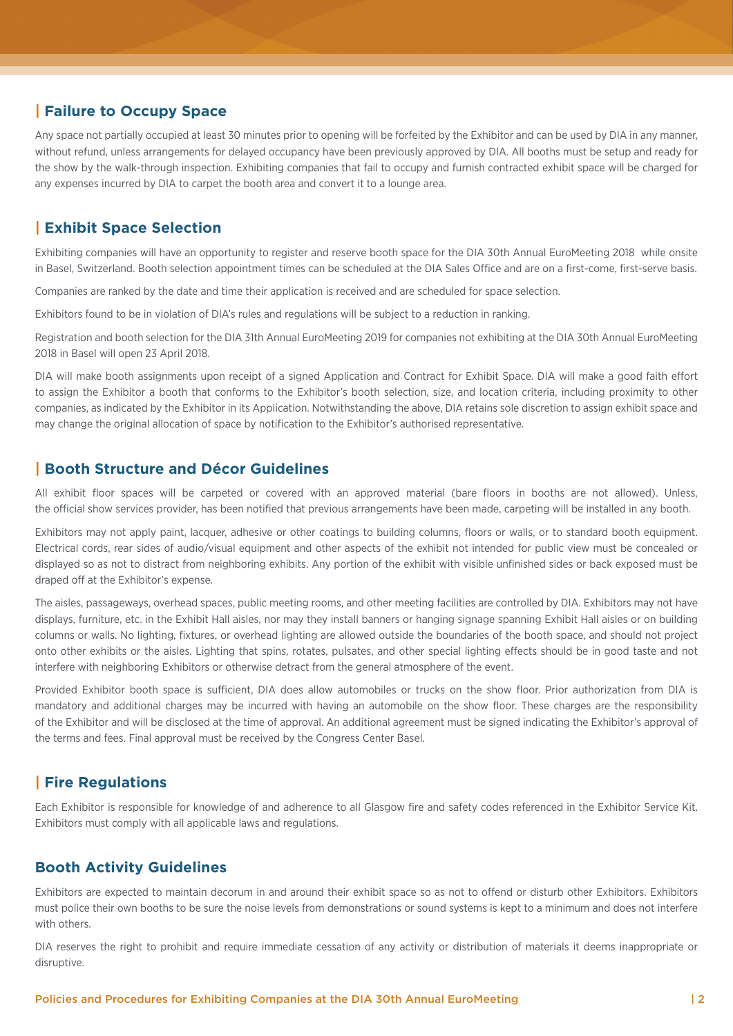## Failure to Occupy Space

Any space not partially occupied at least 30 minutes prior to opening will be forfeited by the Exhibitor and can be used by DIA in any manner, without refund, unless arrangements for delayed occupancy have been previously approved by DIA. All booths must be setup and ready for the show by the walk-through inspection. Exhibiting companies that fail to occupy and furnish contracted exhibit space will be charged for any expenses incurred by DIA to carpet the booth area and convert it to a lounge area.

## Exhibit Space Selection

Exhibiting companies will have an opportunity to register and reserve booth space for the DIA 30th Annual EuroMeeting 2018 while onsite in Basel, Switzerland. Booth selection appointment times can be scheduled at the DIA Sales Office and are on a first-come, first-serve basis.

Companies are ranked by the date and time their application is received and are scheduled for space selection.

Exhibitors found to be in violation of DIA's rules and regulations will be subject to a reduction in ranking.

Registration and booth selection for the DIA 31th Annual EuroMeeting 2019 for companies not exhibiting at the DIA 30th Annual EuroMeeting 2018 in Basel will open 23 April 2018.

DIA will make booth assignments upon receipt of a signed Application and Contract for Exhibit Space. DIA will make a good faith effort to assign the Exhibitor a booth that conforms to the Exhibitor's booth selection, size, and location criteria, including proximity to other companies, as indicated by the Exhibitor in its Application. Notwithstanding the above, DIA retains sole discretion to assign exhibit space and may change the original allocation of space by notification to the Exhibitor's authorised representative.

## Booth Structure and Décor Guidelines

All exhibit floor spaces will be carpeted or covered with an approved material (bare floors in booths are not allowed). Unless, the official show services provider, has been notified that previous arrangements have been made, carpeting will be installed in any booth.

Exhibitors may not apply paint, lacquer, adhesive or other coatings to building columns, floors or walls, or to standard booth equipment. Electrical cords, rear sides of audio/visual equipment and other aspects of the exhibit not intended for public view must be concealed or displayed so as not to distract from neighboring exhibits. Any portion of the exhibit with visible unfinished sides or back exposed must be draped off at the Exhibitor's expense.

The aisles, passageways, overhead spaces, public meeting rooms, and other meeting facilities are controlled by DIA. Exhibitors may not have displays, furniture, etc. in the Exhibit Hall aisles, nor may they install banners or hanging signage spanning Exhibit Hall aisles or on building columns or walls. No lighting, fixtures, or overhead lighting are allowed outside the boundaries of the booth space, and should not project onto other exhibits or the aisles. Lighting that spins, rotates, pulsates, and other special lighting effects should be in good taste and not interfere with neighboring Exhibitors or otherwise detract from the general atmosphere of the event.

Provided Exhibitor booth space is sufficient, DIA does allow automobiles or trucks on the show floor. Prior authorization from DIA is mandatory and additional charges may be incurred with having an automobile on the show floor. These charges are the responsibility of the Exhibitor and will be disclosed at the time of approval. An additional agreement must be signed indicating the Exhibitor's approval of the terms and fees. Final approval must be received by the Congress Center Basel.

## Fire Regulations

Each Exhibitor is responsible for knowledge of and adherence to all Glasgow fire and safety codes referenced in the Exhibitor Service Kit. Exhibitors must comply with all applicable laws and regulations.

## Booth Activity Guidelines

Exhibitors are expected to maintain decorum in and around their exhibit space so as not to offend or disturb other Exhibitors. Exhibitors must police their own booths to be sure the noise levels from demonstrations or sound systems is kept to a minimum and does not interfere with others.

DIA reserves the right to prohibit and require immediate cessation of any activity or distribution of materials it deems inappropriate or disruptive.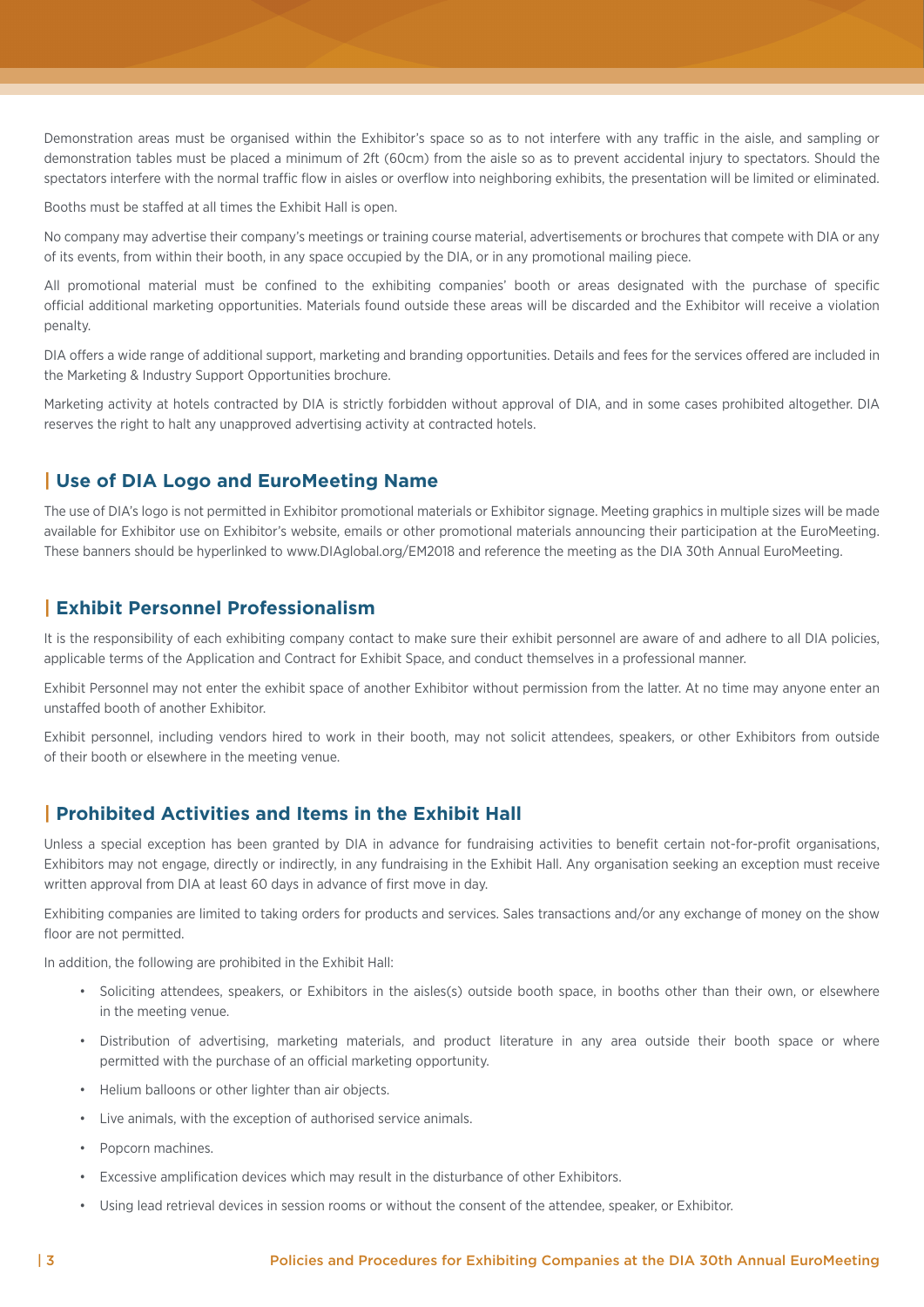Demonstration areas must be organised within the Exhibitor's space so as to not interfere with any traffic in the aisle, and sampling or demonstration tables must be placed a minimum of 2ft (60cm) from the aisle so as to prevent accidental injury to spectators. Should the spectators interfere with the normal traffic flow in aisles or overflow into neighboring exhibits, the presentation will be limited or eliminated.

Booths must be staffed at all times the Exhibit Hall is open.

No company may advertise their company's meetings or training course material, advertisements or brochures that compete with DIA or any of its events, from within their booth, in any space occupied by the DIA, or in any promotional mailing piece.

All promotional material must be confined to the exhibiting companies' booth or areas designated with the purchase of specific official additional marketing opportunities. Materials found outside these areas will be discarded and the Exhibitor will receive a violation penalty.

DIA offers a wide range of additional support, marketing and branding opportunities. Details and fees for the services offered are included in the Marketing & Industry Support Opportunities brochure.

Marketing activity at hotels contracted by DIA is strictly forbidden without approval of DIA, and in some cases prohibited altogether. DIA reserves the right to halt any unapproved advertising activity at contracted hotels.

## Use of DIA Logo and EuroMeeting Name

The use of DIA's logo is not permitted in Exhibitor promotional materials or Exhibitor signage. Meeting graphics in multiple sizes will be made available for Exhibitor use on Exhibitor's website, emails or other promotional materials announcing their participation at the EuroMeeting. These banners should be hyperlinked to www.DIAglobal.org/EM2018 and reference the meeting as the DIA 30th Annual EuroMeeting.

## Exhibit Personnel Professionalism

It is the responsibility of each exhibiting company contact to make sure their exhibit personnel are aware of and adhere to all DIA policies, applicable terms of the Application and Contract for Exhibit Space, and conduct themselves in a professional manner.

Exhibit Personnel may not enter the exhibit space of another Exhibitor without permission from the latter. At no time may anyone enter an unstaffed booth of another Exhibitor.

Exhibit personnel, including vendors hired to work in their booth, may not solicit attendees, speakers, or other Exhibitors from outside of their booth or elsewhere in the meeting venue.

## Prohibited Activities and Items in the Exhibit Hall

Unless a special exception has been granted by DIA in advance for fundraising activities to benefit certain not-for-profit organisations, Exhibitors may not engage, directly or indirectly, in any fundraising in the Exhibit Hall. Any organisation seeking an exception must receive written approval from DIA at least 60 days in advance of first move in day.

Exhibiting companies are limited to taking orders for products and services. Sales transactions and/or any exchange of money on the show floor are not permitted.

In addition, the following are prohibited in the Exhibit Hall:

- Soliciting attendees, speakers, or Exhibitors in the aisles(s) outside booth space, in booths other than their own, or elsewhere in the meeting venue.
- Distribution of advertising, marketing materials, and product literature in any area outside their booth space or where permitted with the purchase of an official marketing opportunity.
- Helium balloons or other lighter than air objects.
- Live animals, with the exception of authorised service animals.
- Popcorn machines.
- Excessive amplification devices which may result in the disturbance of other Exhibitors.
- Using lead retrieval devices in session rooms or without the consent of the attendee, speaker, or Exhibitor.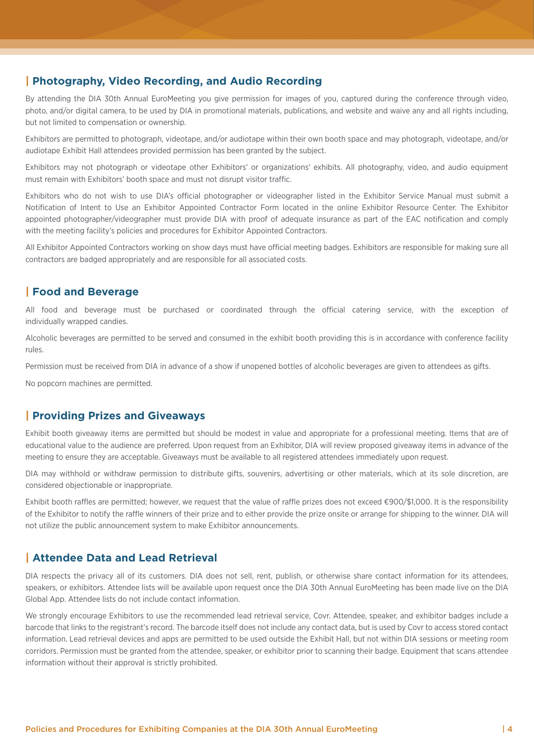## Photography, Video Recording, and Audio Recording

By attending the DIA 30th Annual EuroMeeting you give permission for images of you, captured during the conference through video, photo, and/or digital camera, to be used by DIA in promotional materials, publications, and website and waive any and all rights including, but not limited to compensation or ownership.

Exhibitors are permitted to photograph, videotape, and/or audiotape within their own booth space and may photograph, videotape, and/or audiotape Exhibit Hall attendees provided permission has been granted by the subject.

Exhibitors may not photograph or videotape other Exhibitors' or organizations' exhibits. All photography, video, and audio equipment must remain with Exhibitors' booth space and must not disrupt visitor traffic.

Exhibitors who do not wish to use DIA's official photographer or videographer listed in the Exhibitor Service Manual must submit a Notification of Intent to Use an Exhibitor Appointed Contractor Form located in the online Exhibitor Resource Center. The Exhibitor appointed photographer/videographer must provide DIA with proof of adequate insurance as part of the EAC notification and comply with the meeting facility's policies and procedures for Exhibitor Appointed Contractors.

All Exhibitor Appointed Contractors working on show days must have official meeting badges. Exhibitors are responsible for making sure all contractors are badged appropriately and are responsible for all associated costs.

## Food and Beverage

All food and beverage must be purchased or coordinated through the official catering service, with the exception of individually wrapped candies.

Alcoholic beverages are permitted to be served and consumed in the exhibit booth providing this is in accordance with conference facility rules.

Permission must be received from DIA in advance of a show if unopened bottles of alcoholic beverages are given to attendees as gifts.

No popcorn machines are permitted.

## Providing Prizes and Giveaways

Exhibit booth giveaway items are permitted but should be modest in value and appropriate for a professional meeting. Items that are of educational value to the audience are preferred. Upon request from an Exhibitor, DIA will review proposed giveaway items in advance of the meeting to ensure they are acceptable. Giveaways must be available to all registered attendees immediately upon request.

DIA may withhold or withdraw permission to distribute gifts, souvenirs, advertising or other materials, which at its sole discretion, are considered objectionable or inappropriate.

Exhibit booth raffles are permitted; however, we request that the value of raffle prizes does not exceed €900/$1,000. It is the responsibility of the Exhibitor to notify the raffle winners of their prize and to either provide the prize onsite or arrange for shipping to the winner. DIA will not utilize the public announcement system to make Exhibitor announcements.

## Attendee Data and Lead Retrieval

DIA respects the privacy all of its customers. DIA does not sell, rent, publish, or otherwise share contact information for its attendees, speakers, or exhibitors. Attendee lists will be available upon request once the DIA 30th Annual EuroMeeting has been made live on the DIA Global App. Attendee lists do not include contact information.

We strongly encourage Exhibitors to use the recommended lead retrieval service, Covr. Attendee, speaker, and exhibitor badges include a barcode that links to the registrant's record. The barcode itself does not include any contact data, but is used by Covr to access stored contact information. Lead retrieval devices and apps are permitted to be used outside the Exhibit Hall, but not within DIA sessions or meeting room corridors. Permission must be granted from the attendee, speaker, or exhibitor prior to scanning their badge. Equipment that scans attendee information without their approval is strictly prohibited.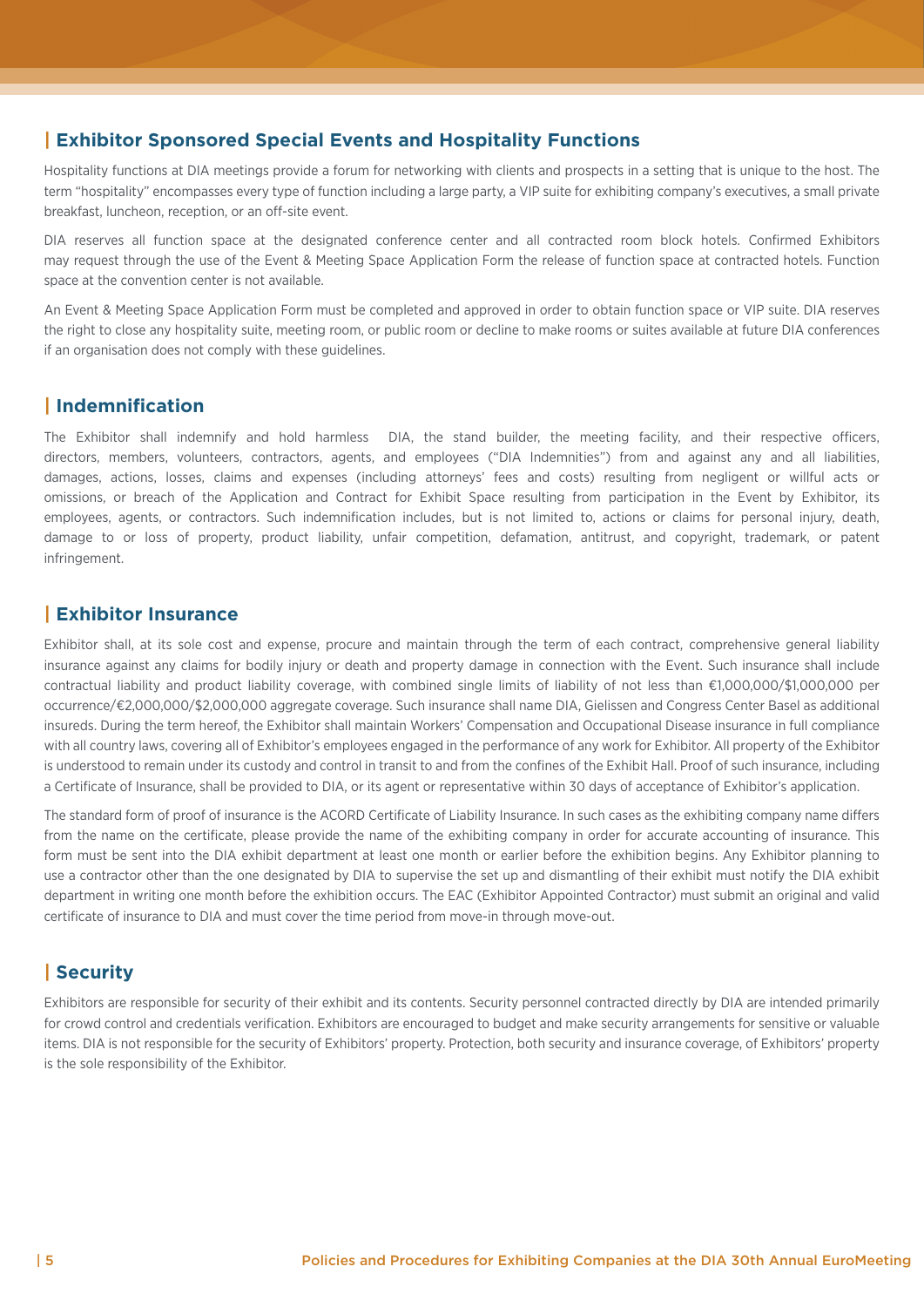## Exhibitor Sponsored Special Events and Hospitality Functions

Hospitality functions at DIA meetings provide a forum for networking with clients and prospects in a setting that is unique to the host. The term "hospitality" encompasses every type of function including a large party, a VIP suite for exhibiting company's executives, a small private breakfast, luncheon, reception, or an off-site event.

DIA reserves all function space at the designated conference center and all contracted room block hotels. Confirmed Exhibitors may request through the use of the Event & Meeting Space Application Form the release of function space at contracted hotels. Function space at the convention center is not available.

An Event & Meeting Space Application Form must be completed and approved in order to obtain function space or VIP suite. DIA reserves the right to close any hospitality suite, meeting room, or public room or decline to make rooms or suites available at future DIA conferences if an organisation does not comply with these guidelines.

## Indemnification

The Exhibitor shall indemnify and hold harmless DIA, the stand builder, the meeting facility, and their respective officers, directors, members, volunteers, contractors, agents, and employees ("DIA Indemnities") from and against any and all liabilities, damages, actions, losses, claims and expenses (including attorneys' fees and costs) resulting from negligent or willful acts or omissions, or breach of the Application and Contract for Exhibit Space resulting from participation in the Event by Exhibitor, its employees, agents, or contractors. Such indemnification includes, but is not limited to, actions or claims for personal injury, death, damage to or loss of property, product liability, unfair competition, defamation, antitrust, and copyright, trademark, or patent infringement.

## Exhibitor Insurance

Exhibitor shall, at its sole cost and expense, procure and maintain through the term of each contract, comprehensive general liability insurance against any claims for bodily injury or death and property damage in connection with the Event. Such insurance shall include contractual liability and product liability coverage, with combined single limits of liability of not less than €1,000,000/$1,000,000 per occurrence/€2,000,000/$2,000,000 aggregate coverage. Such insurance shall name DIA, Gielissen and Congress Center Basel as additional insureds. During the term hereof, the Exhibitor shall maintain Workers' Compensation and Occupational Disease insurance in full compliance with all country laws, covering all of Exhibitor's employees engaged in the performance of any work for Exhibitor. All property of the Exhibitor is understood to remain under its custody and control in transit to and from the confines of the Exhibit Hall. Proof of such insurance, including a Certificate of Insurance, shall be provided to DIA, or its agent or representative within 30 days of acceptance of Exhibitor's application.

The standard form of proof of insurance is the ACORD Certificate of Liability Insurance. In such cases as the exhibiting company name differs from the name on the certificate, please provide the name of the exhibiting company in order for accurate accounting of insurance. This form must be sent into the DIA exhibit department at least one month or earlier before the exhibition begins. Any Exhibitor planning to use a contractor other than the one designated by DIA to supervise the set up and dismantling of their exhibit must notify the DIA exhibit department in writing one month before the exhibition occurs. The EAC (Exhibitor Appointed Contractor) must submit an original and valid certificate of insurance to DIA and must cover the time period from move-in through move-out.

## Security

Exhibitors are responsible for security of their exhibit and its contents. Security personnel contracted directly by DIA are intended primarily for crowd control and credentials verification. Exhibitors are encouraged to budget and make security arrangements for sensitive or valuable items. DIA is not responsible for the security of Exhibitors' property. Protection, both security and insurance coverage, of Exhibitors' property is the sole responsibility of the Exhibitor.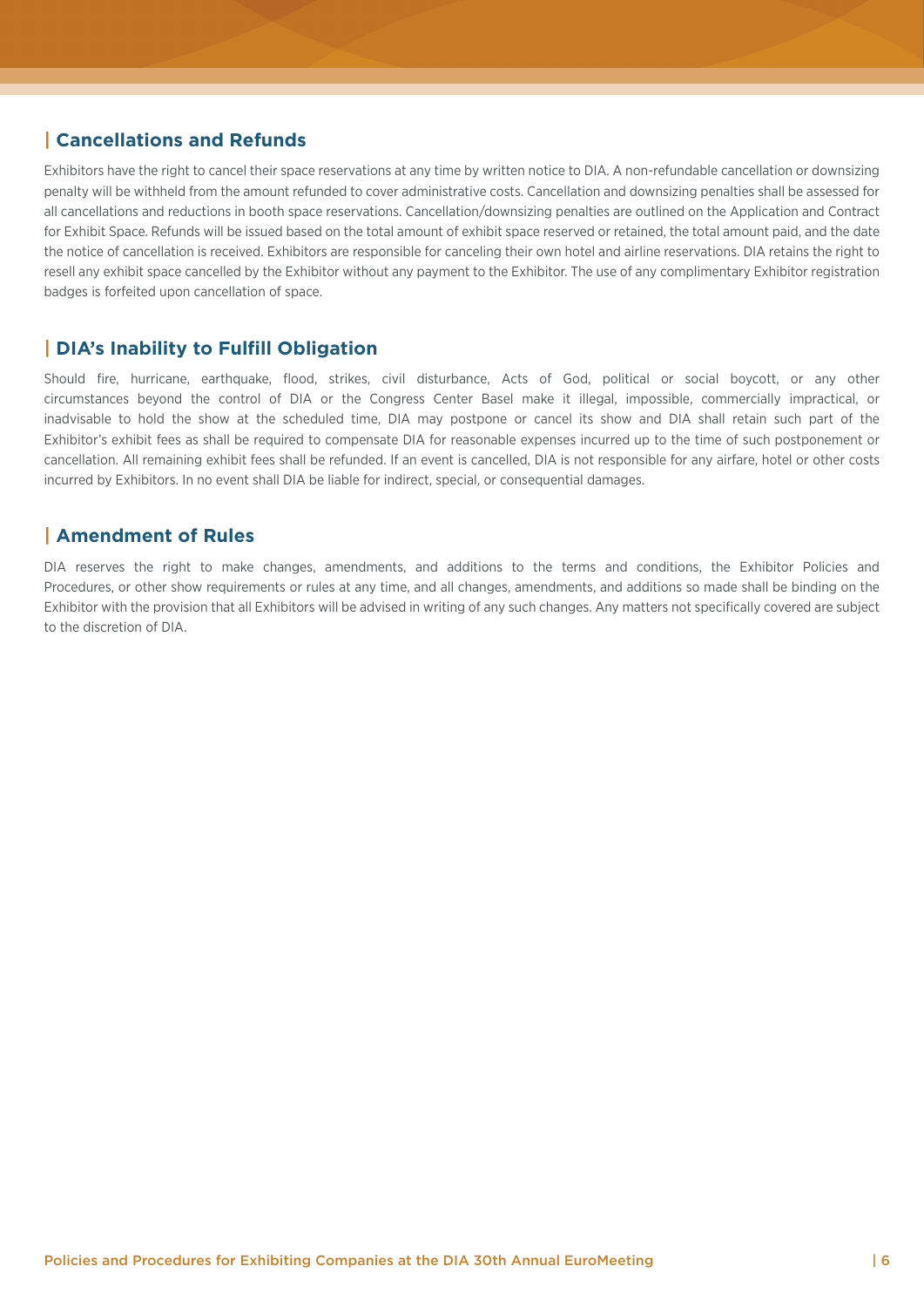## Cancellations and Refunds

Exhibitors have the right to cancel their space reservations at any time by written notice to DIA. A non-refundable cancellation or downsizing penalty will be withheld from the amount refunded to cover administrative costs. Cancellation and downsizing penalties shall be assessed for all cancellations and reductions in booth space reservations. Cancellation/downsizing penalties are outlined on the Application and Contract for Exhibit Space. Refunds will be issued based on the total amount of exhibit space reserved or retained, the total amount paid, and the date the notice of cancellation is received. Exhibitors are responsible for canceling their own hotel and airline reservations. DIA retains the right to resell any exhibit space cancelled by the Exhibitor without any payment to the Exhibitor. The use of any complimentary Exhibitor registration badges is forfeited upon cancellation of space.

## DIA's Inability to Fulfill Obligation

Should fire, hurricane, earthquake, flood, strikes, civil disturbance, Acts of God, political or social boycott, or any other circumstances beyond the control of DIA or the Congress Center Basel make it illegal, impossible, commercially impractical, or inadvisable to hold the show at the scheduled time, DIA may postpone or cancel its show and DIA shall retain such part of the Exhibitor's exhibit fees as shall be required to compensate DIA for reasonable expenses incurred up to the time of such postponement or cancellation. All remaining exhibit fees shall be refunded. If an event is cancelled, DIA is not responsible for any airfare, hotel or other costs incurred by Exhibitors. In no event shall DIA be liable for indirect, special, or consequential damages.

## Amendment of Rules

DIA reserves the right to make changes, amendments, and additions to the terms and conditions, the Exhibitor Policies and Procedures, or other show requirements or rules at any time, and all changes, amendments, and additions so made shall be binding on the Exhibitor with the provision that all Exhibitors will be advised in writing of any such changes. Any matters not specifically covered are subject to the discretion of DIA.